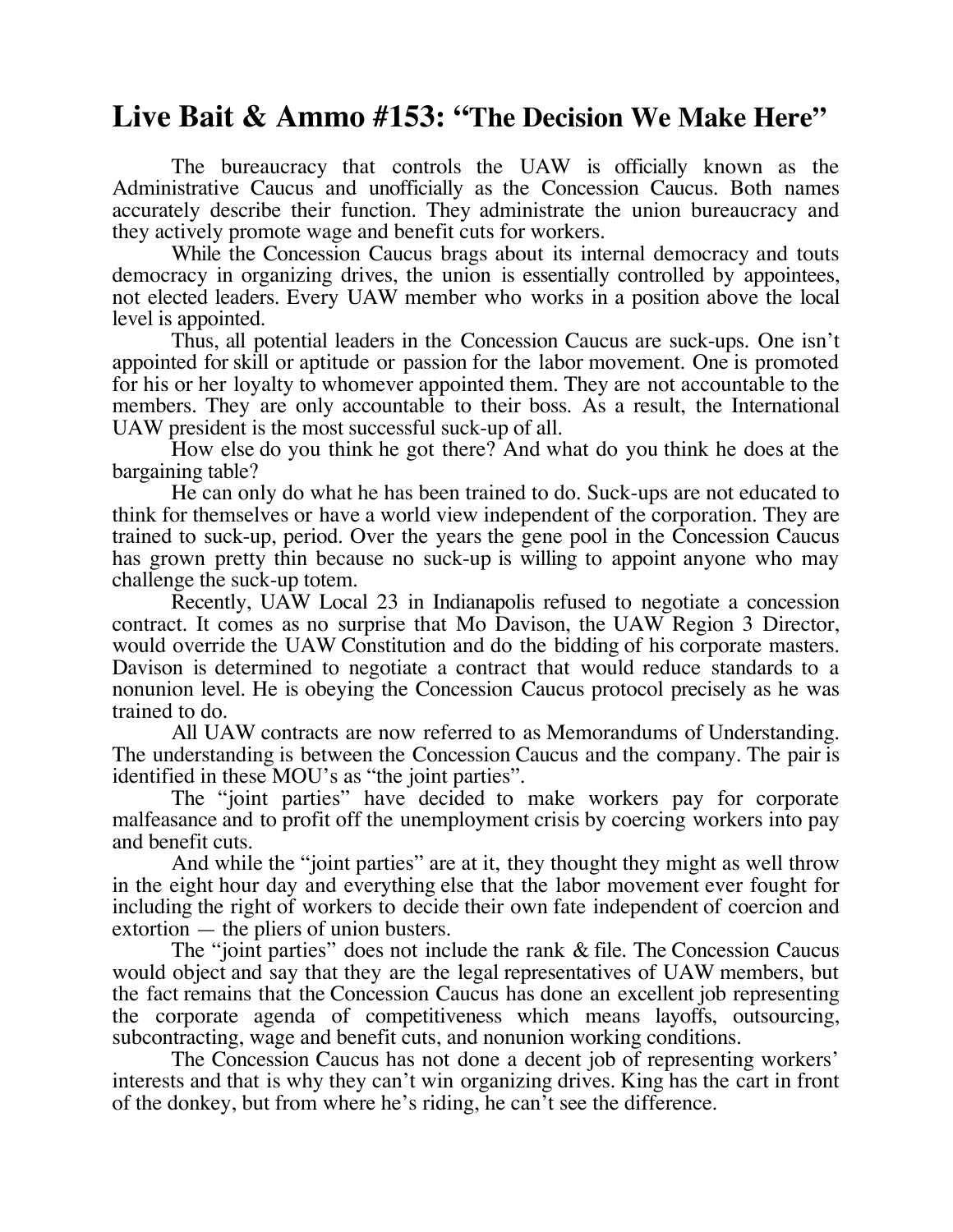# Live Bait & Ammo #153: "The Decision We Make Here"

The bureaucracy that controls the UAW is officially known as the Administrative Caucus and unofficially as the Concession Caucus. Both names accurately describe their function. They administrate the union bureaucracy and they actively promote wage and benefit cuts for workers.

While the Concession Caucus brags about its internal democracy and touts democracy in organizing drives, the union is essentially controlled by appointees, not elected leaders. Every UAW member who works in a position above the local level is appointed.

Thus, all potential leaders in the Concession Caucus are suck-ups. One isn't appointed for skill or aptitude or passion for the labor movement. One is promoted for his or her loyalty to whomever appointed them. They are not accountable to the members. They are only accountable to their boss. As a result, the International UAW president is the most successful suck-up of all.

How else do you think he got there? And what do you think he does at the bargaining table?

He can only do what he has been trained to do. Suck-ups are not educated to think for themselves or have a world view independent of the corporation. They are trained to suck-up, period. Over the years the gene pool in the Concession Caucus has grown pretty thin because no suck-up is willing to appoint anyone who may challenge the suck-up totem.

Recently, UAW Local 23 in Indianapolis refused to negotiate a concession contract. It comes as no surprise that Mo Davison, the UAW Region 3 Director, would override the UAW Constitution and do the bidding of his corporate masters. Davison is determined to negotiate a contract that would reduce standards to a nonunion level. He is obeying the Concession Caucus protocol precisely as he was trained to do.

All UAW contracts are now referred to as Memorandums of Understanding. The understanding is between the Concession Caucus and the company. The pair is identified in these MOU's as "the joint parties".

The "joint parties" have decided to make workers pay for corporate malfeasance and to profit off the unemployment crisis by coercing workers into pay and benefit cuts.

And while the "joint parties" are at it, they thought they might as well throw in the eight hour day and everything else that the labor movement ever fought for including the right of workers to decide their own fate independent of coercion and extortion — the pliers of union busters.

The "joint parties" does not include the rank & file. The Concession Caucus would object and say that they are the legal representatives of UAW members, but the fact remains that the Concession Caucus has done an excellent job representing the corporate agenda of competitiveness which means layoffs, outsourcing, subcontracting, wage and benefit cuts, and nonunion working conditions.

The Concession Caucus has not done a decent job of representing workers' interests and that is why they can't win organizing drives. King has the cart in front of the donkey, but from where he's riding, he can't see the difference.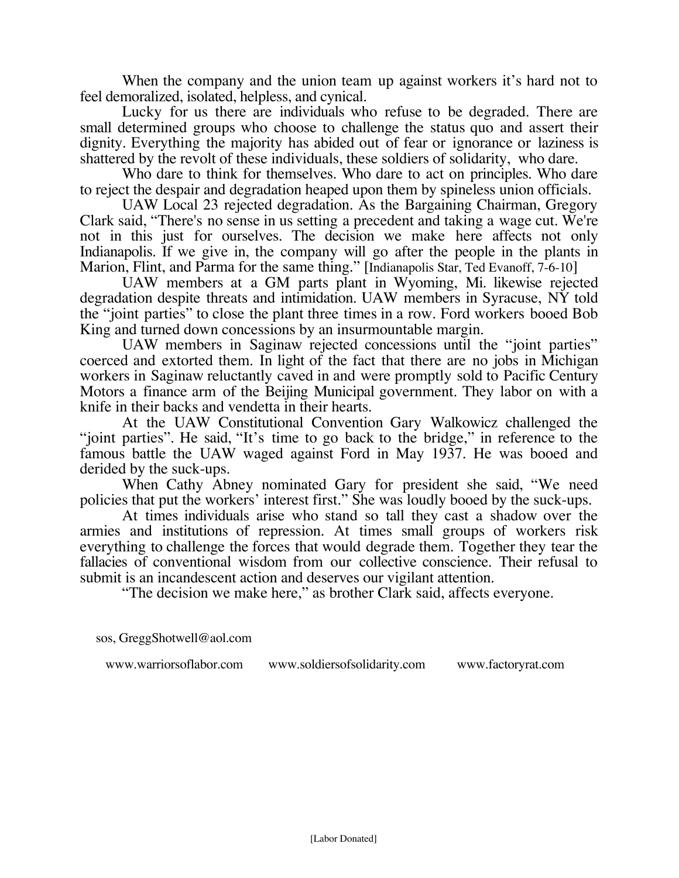When the company and the union team up against workers it's hard not to feel demoralized, isolated, helpless, and cynical.

Lucky for us there are individuals who refuse to be degraded. There are small determined groups who choose to challenge the status quo and assert their dignity. Everything the majority has abided out of fear or ignorance or laziness is shattered by the revolt of these individuals, these soldiers of solidarity, who dare.

Who dare to think for themselves. Who dare to act on principles. Who dare to reject the despair and degradation heaped upon them by spineless union officials.

UAW Local 23 rejected degradation. As the Bargaining Chairman, Gregory Clark said, "There's no sense in us setting a precedent and taking a wage cut. We're not in this just for ourselves. The decision we make here affects not only Indianapolis. If we give in, the company will go after the people in the plants in Marion, Flint, and Parma for the same thing." [Indianapolis Star, Ted Evanoff, 7-6-10]

UAW members at a GM parts plant in Wyoming, Mi. likewise rejected degradation despite threats and intimidation. UAW members in Syracuse, NY told the "joint parties" to close the plant three times in a row. Ford workers booed Bob King and turned down concessions by an insurmountable margin.

UAW members in Saginaw rejected concessions until the "joint parties" coerced and extorted them. In light of the fact that there are no jobs in Michigan workers in Saginaw reluctantly caved in and were promptly sold to Pacific Century Motors a finance arm of the Beijing Municipal government. They labor on with a knife in their backs and vendetta in their hearts.

At the UAW Constitutional Convention Gary Walkowicz challenged the "joint parties". He said, "It's time to go back to the bridge," in reference to the famous battle the UAW waged against Ford in May 1937. He was booed and derided by the suck-ups.

When Cathy Abney nominated Gary for president she said, "We need policies that put the workers' interest first." She was loudly booed by the suck-ups.

At times individuals arise who stand so tall they cast a shadow over the armies and institutions of repression. At times small groups of workers risk everything to challenge the forces that would degrade them. Together they tear the fallacies of conventional wisdom from our collective conscience. Their refusal to submit is an incandescent action and deserves our vigilant attention.

"The decision we make here," as brother Clark said, affects everyone.

sos, GreggShotwell@aol.com

www.warriorsoflabor.com www.soldiersofsolidarity.com www.factoryrat.com

[Labor Donated]